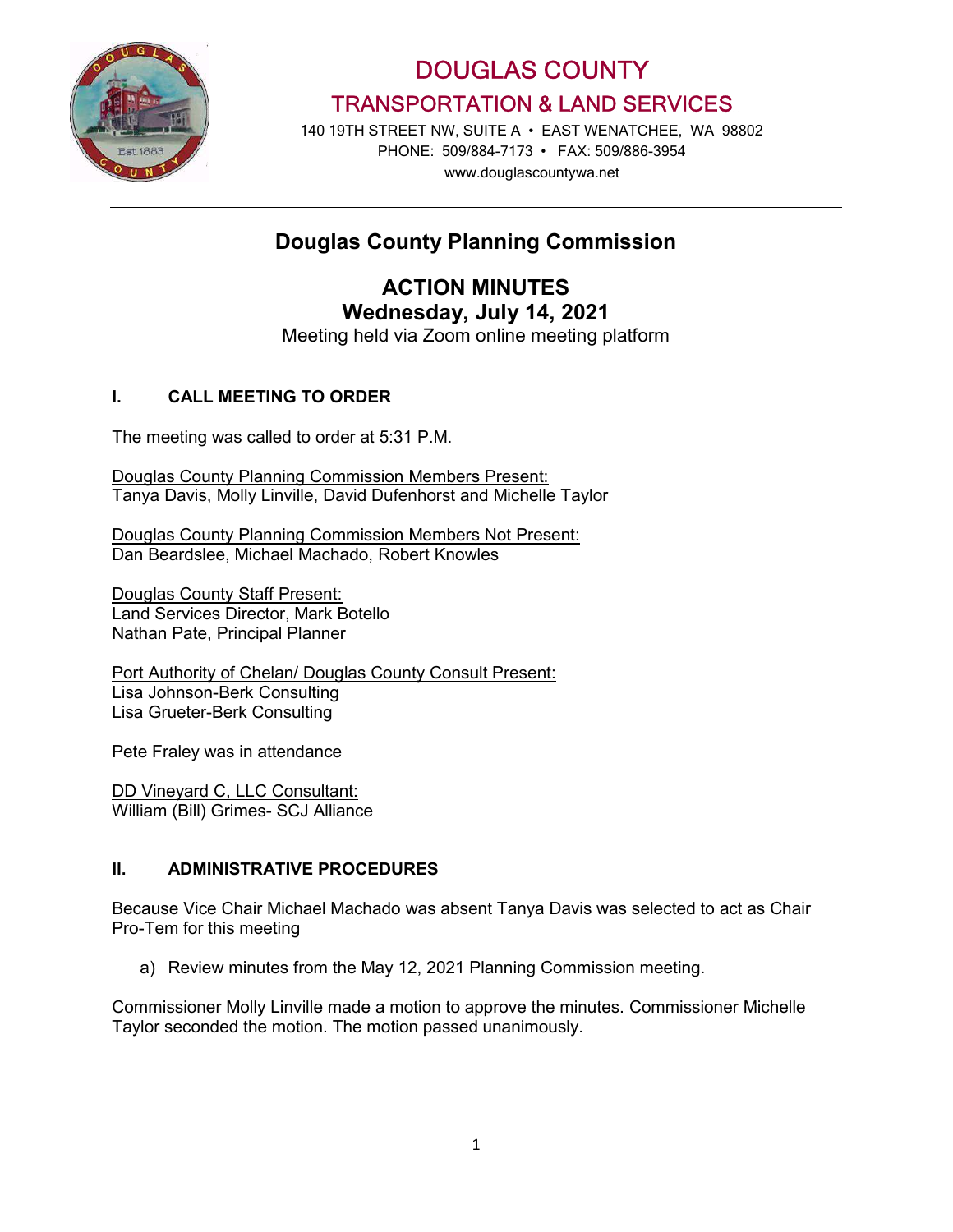# DOUGLAS COUNTY
## TRANSPORTATION & LAND SERVICES

140 19TH STREET NW, SUITE A • EAST WENATCHEE, WA 98802
PHONE: 509/884-7173 • FAX: 509/886-3954
www.douglascountywa.net

---

## Douglas County Planning Commission

### ACTION MINUTES
### Wednesday, July 14, 2021

Meeting held via Zoom online meeting platform

### I. CALL MEETING TO ORDER

The meeting was called to order at 5:31 P.M.

Douglas County Planning Commission Members Present:
Tanya Davis, Molly Linville, David Dufenhorst and Michelle Taylor

Douglas County Planning Commission Members Not Present:
Dan Beardslee, Michael Machado, Robert Knowles

Douglas County Staff Present:
Land Services Director, Mark Botello
Nathan Pate, Principal Planner

Port Authority of Chelan/ Douglas County Consult Present:
Lisa Johnson-Berk Consulting
Lisa Grueter-Berk Consulting

Pete Fraley was in attendance

DD Vineyard C, LLC Consultant:
William (Bill) Grimes- SCJ Alliance

### II. ADMINISTRATIVE PROCEDURES

Because Vice Chair Michael Machado was absent Tanya Davis was selected to act as Chair Pro-Tem for this meeting

a) Review minutes from the May 12, 2021 Planning Commission meeting.

Commissioner Molly Linville made a motion to approve the minutes. Commissioner Michelle Taylor seconded the motion. The motion passed unanimously.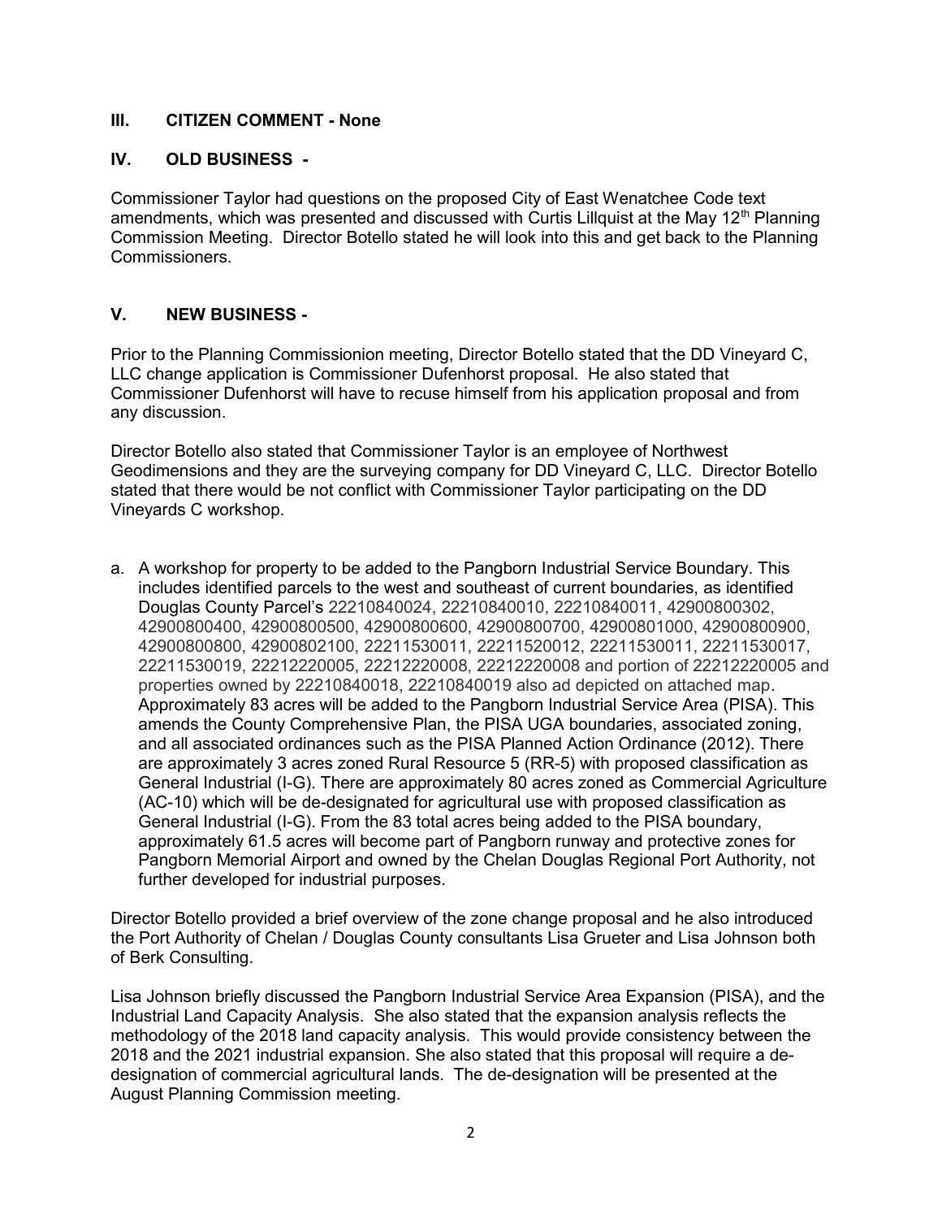## III. CITIZEN COMMENT - None

## IV. OLD BUSINESS -

Commissioner Taylor had questions on the proposed City of East Wenatchee Code text amendments, which was presented and discussed with Curtis Lillquist at the May 12th Planning Commission Meeting. Director Botello stated he will look into this and get back to the Planning Commissioners.

## V. NEW BUSINESS -

Prior to the Planning Commissionion meeting, Director Botello stated that the DD Vineyard C, LLC change application is Commissioner Dufenhorst proposal. He also stated that Commissioner Dufenhorst will have to recuse himself from his application proposal and from any discussion.

Director Botello also stated that Commissioner Taylor is an employee of Northwest Geodimensions and they are the surveying company for DD Vineyard C, LLC. Director Botello stated that there would be not conflict with Commissioner Taylor participating on the DD Vineyards C workshop.

a. A workshop for property to be added to the Pangborn Industrial Service Boundary. This includes identified parcels to the west and southeast of current boundaries, as identified Douglas County Parcel's 22210840024, 22210840010, 22210840011, 42900800302, 42900800400, 42900800500, 42900800600, 42900800700, 42900801000, 42900800900, 42900800800, 42900802100, 22211530011, 22211520012, 22211530011, 22211530017, 22211530019, 22212220005, 22212220008, 22212220008 and portion of 22212220005 and properties owned by 22210840018, 22210840019 also ad depicted on attached map. Approximately 83 acres will be added to the Pangborn Industrial Service Area (PISA). This amends the County Comprehensive Plan, the PISA UGA boundaries, associated zoning, and all associated ordinances such as the PISA Planned Action Ordinance (2012). There are approximately 3 acres zoned Rural Resource 5 (RR-5) with proposed classification as General Industrial (I-G). There are approximately 80 acres zoned as Commercial Agriculture (AC-10) which will be de-designated for agricultural use with proposed classification as General Industrial (I-G). From the 83 total acres being added to the PISA boundary, approximately 61.5 acres will become part of Pangborn runway and protective zones for Pangborn Memorial Airport and owned by the Chelan Douglas Regional Port Authority, not further developed for industrial purposes.

Director Botello provided a brief overview of the zone change proposal and he also introduced the Port Authority of Chelan / Douglas County consultants Lisa Grueter and Lisa Johnson both of Berk Consulting.

Lisa Johnson briefly discussed the Pangborn Industrial Service Area Expansion (PISA), and the Industrial Land Capacity Analysis. She also stated that the expansion analysis reflects the methodology of the 2018 land capacity analysis. This would provide consistency between the 2018 and the 2021 industrial expansion. She also stated that this proposal will require a de-designation of commercial agricultural lands. The de-designation will be presented at the August Planning Commission meeting.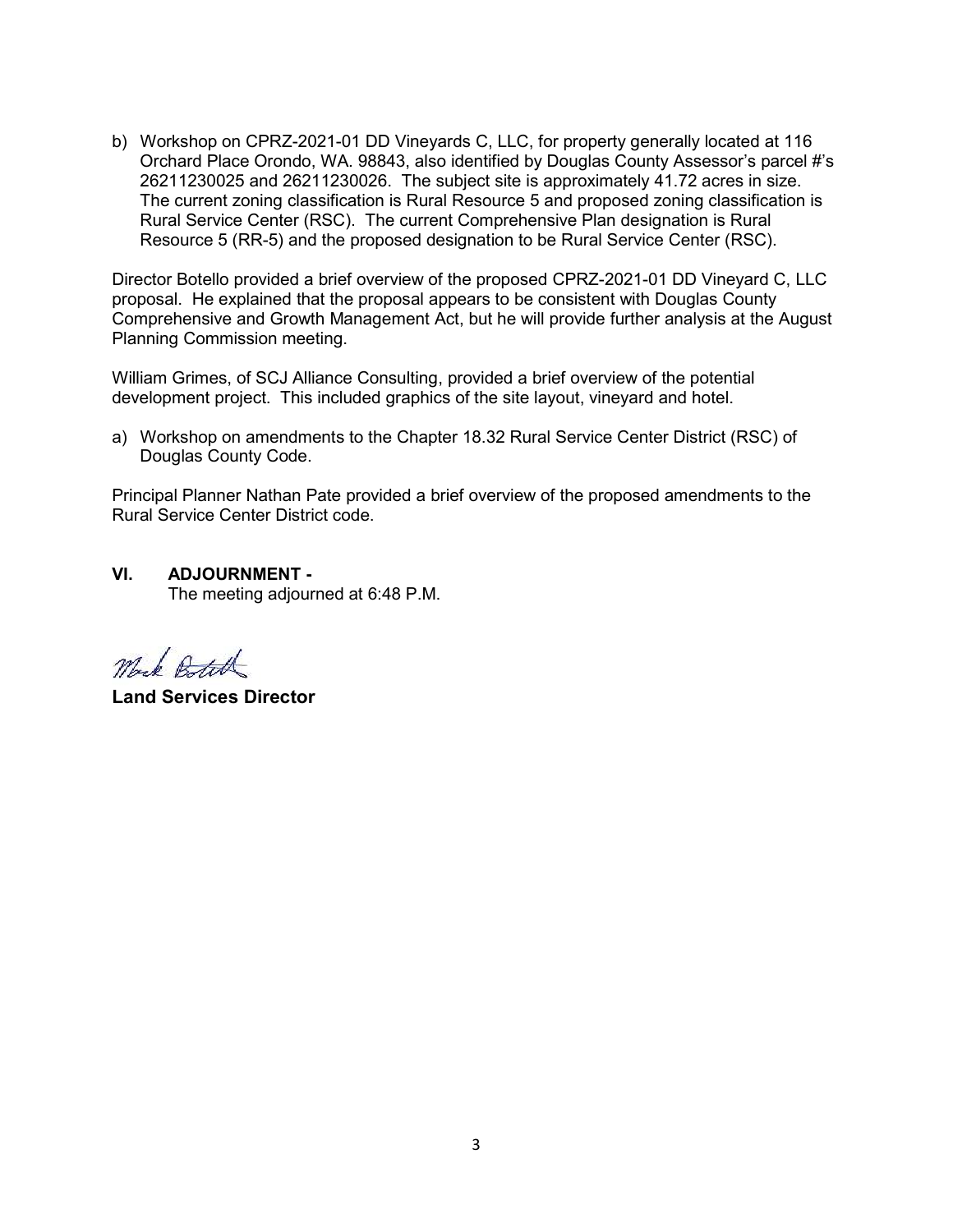b) Workshop on CPRZ-2021-01 DD Vineyards C, LLC, for property generally located at 116 Orchard Place Orondo, WA. 98843, also identified by Douglas County Assessor's parcel #'s 26211230025 and 26211230026. The subject site is approximately 41.72 acres in size. The current zoning classification is Rural Resource 5 and proposed zoning classification is Rural Service Center (RSC). The current Comprehensive Plan designation is Rural Resource 5 (RR-5) and the proposed designation to be Rural Service Center (RSC).

Director Botello provided a brief overview of the proposed CPRZ-2021-01 DD Vineyard C, LLC proposal. He explained that the proposal appears to be consistent with Douglas County Comprehensive and Growth Management Act, but he will provide further analysis at the August Planning Commission meeting.

William Grimes, of SCJ Alliance Consulting, provided a brief overview of the potential development project. This included graphics of the site layout, vineyard and hotel.

a) Workshop on amendments to the Chapter 18.32 Rural Service Center District (RSC) of Douglas County Code.

Principal Planner Nathan Pate provided a brief overview of the proposed amendments to the Rural Service Center District code.

## VI. ADJOURNMENT -

The meeting adjourned at 6:48 P.M.

Mark Botello

**Land Services Director**